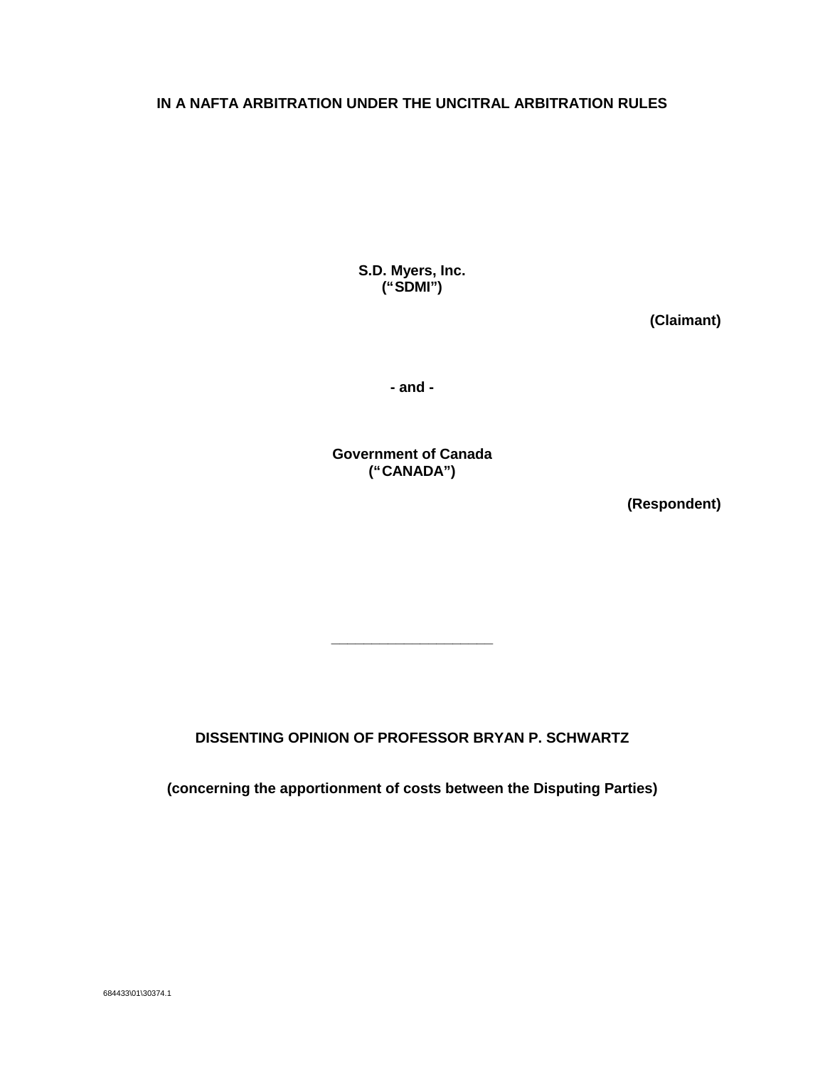**IN A NAFTA ARBITRATION UNDER THE UNCITRAL ARBITRATION RULES**

**S.D. Myers, Inc.**
**("SDMI")**

**(Claimant)**

**- and -**

**Government of Canada**
**("CANADA")**

**(Respondent)**

---

**DISSENTING OPINION OF PROFESSOR BRYAN P. SCHWARTZ**

**(concerning the apportionment of costs between the Disputing Parties)**

684433\01\30374.1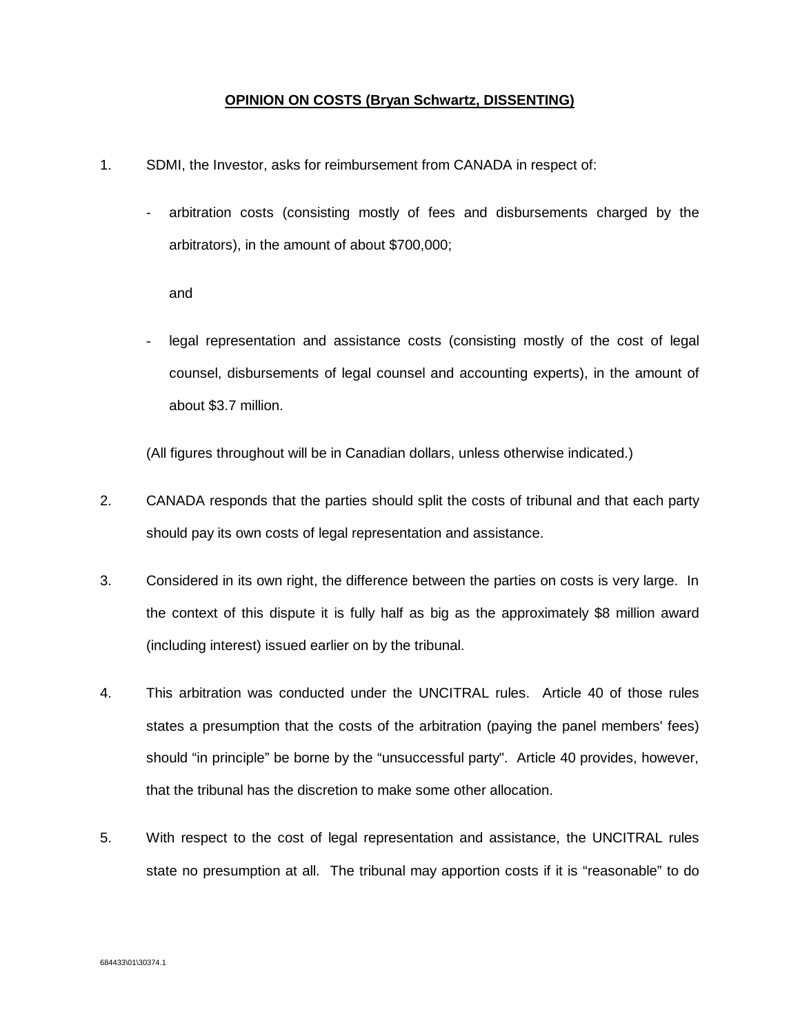**OPINION ON COSTS (Bryan Schwartz, DISSENTING)**

1. SDMI, the Investor, asks for reimbursement from CANADA in respect of:

   - arbitration costs (consisting mostly of fees and disbursements charged by the arbitrators), in the amount of about $700,000;

     and

   - legal representation and assistance costs (consisting mostly of the cost of legal counsel, disbursements of legal counsel and accounting experts), in the amount of about $3.7 million.

   (All figures throughout will be in Canadian dollars, unless otherwise indicated.)

2. CANADA responds that the parties should split the costs of tribunal and that each party should pay its own costs of legal representation and assistance.

3. Considered in its own right, the difference between the parties on costs is very large. In the context of this dispute it is fully half as big as the approximately $8 million award (including interest) issued earlier on by the tribunal.

4. This arbitration was conducted under the UNCITRAL rules. Article 40 of those rules states a presumption that the costs of the arbitration (paying the panel members' fees) should "in principle" be borne by the "unsuccessful party". Article 40 provides, however, that the tribunal has the discretion to make some other allocation.

5. With respect to the cost of legal representation and assistance, the UNCITRAL rules state no presumption at all. The tribunal may apportion costs if it is "reasonable" to do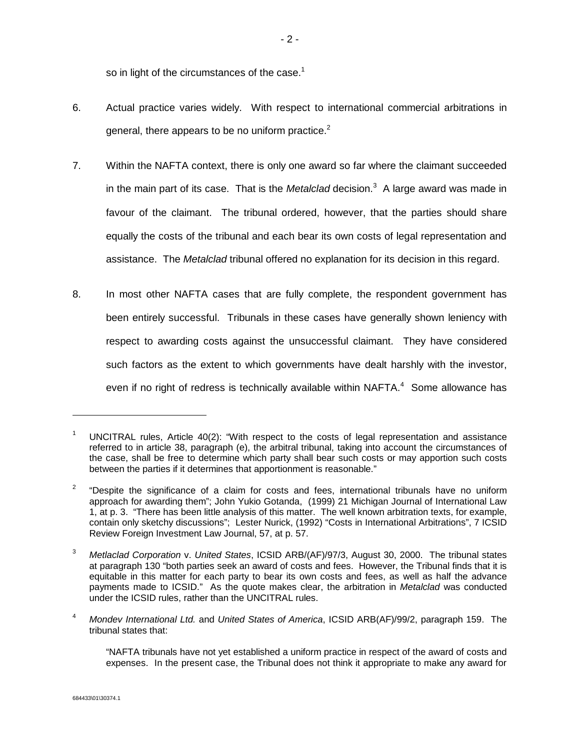so in light of the circumstances of the case.[1]

6. Actual practice varies widely. With respect to international commercial arbitrations in general, there appears to be no uniform practice.[2]

7. Within the NAFTA context, there is only one award so far where the claimant succeeded in the main part of its case. That is the *Metalclad* decision.[3] A large award was made in favour of the claimant. The tribunal ordered, however, that the parties should share equally the costs of the tribunal and each bear its own costs of legal representation and assistance. The *Metalclad* tribunal offered no explanation for its decision in this regard.

8. In most other NAFTA cases that are fully complete, the respondent government has been entirely successful. Tribunals in these cases have generally shown leniency with respect to awarding costs against the unsuccessful claimant. They have considered such factors as the extent to which governments have dealt harshly with the investor, even if no right of redress is technically available within NAFTA.[4] Some allowance has

---

[1] UNCITRAL rules, Article 40(2): "With respect to the costs of legal representation and assistance referred to in article 38, paragraph (e), the arbitral tribunal, taking into account the circumstances of the case, shall be free to determine which party shall bear such costs or may apportion such costs between the parties if it determines that apportionment is reasonable."

[2] "Despite the significance of a claim for costs and fees, international tribunals have no uniform approach for awarding them"; John Yukio Gotanda, (1999) 21 Michigan Journal of International Law 1, at p. 3. "There has been little analysis of this matter. The well known arbitration texts, for example, contain only sketchy discussions"; Lester Nurick, (1992) "Costs in International Arbitrations", 7 ICSID Review Foreign Investment Law Journal, 57, at p. 57.

[3] *Metlaclad Corporation* v. *United States*, ICSID ARB/(AF)/97/3, August 30, 2000. The tribunal states at paragraph 130 "both parties seek an award of costs and fees. However, the Tribunal finds that it is equitable in this matter for each party to bear its own costs and fees, as well as half the advance payments made to ICSID." As the quote makes clear, the arbitration in *Metalclad* was conducted under the ICSID rules, rather than the UNCITRAL rules.

[4] *Mondev International Ltd.* and *United States of America*, ICSID ARB(AF)/99/2, paragraph 159. The tribunal states that:

> "NAFTA tribunals have not yet established a uniform practice in respect of the award of costs and expenses. In the present case, the Tribunal does not think it appropriate to make any award for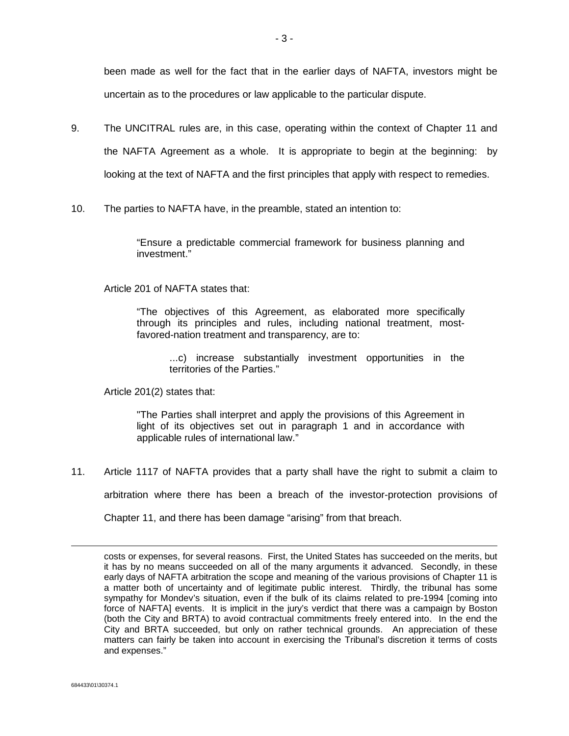been made as well for the fact that in the earlier days of NAFTA, investors might be uncertain as to the procedures or law applicable to the particular dispute.

9. The UNCITRAL rules are, in this case, operating within the context of Chapter 11 and the NAFTA Agreement as a whole. It is appropriate to begin at the beginning: by looking at the text of NAFTA and the first principles that apply with respect to remedies.

10. The parties to NAFTA have, in the preamble, stated an intention to:

> "Ensure a predictable commercial framework for business planning and investment."

Article 201 of NAFTA states that:

> "The objectives of this Agreement, as elaborated more specifically through its principles and rules, including national treatment, most-favored-nation treatment and transparency, are to:
>
> > ...c) increase substantially investment opportunities in the territories of the Parties."

Article 201(2) states that:

> "The Parties shall interpret and apply the provisions of this Agreement in light of its objectives set out in paragraph 1 and in accordance with applicable rules of international law."

11. Article 1117 of NAFTA provides that a party shall have the right to submit a claim to arbitration where there has been a breach of the investor-protection provisions of Chapter 11, and there has been damage "arising" from that breach.

---

costs or expenses, for several reasons. First, the United States has succeeded on the merits, but it has by no means succeeded on all of the many arguments it advanced. Secondly, in these early days of NAFTA arbitration the scope and meaning of the various provisions of Chapter 11 is a matter both of uncertainty and of legitimate public interest. Thirdly, the tribunal has some sympathy for Mondev's situation, even if the bulk of its claims related to pre-1994 [coming into force of NAFTA] events. It is implicit in the jury's verdict that there was a campaign by Boston (both the City and BRTA) to avoid contractual commitments freely entered into. In the end the City and BRTA succeeded, but only on rather technical grounds. An appreciation of these matters can fairly be taken into account in exercising the Tribunal's discretion it terms of costs and expenses."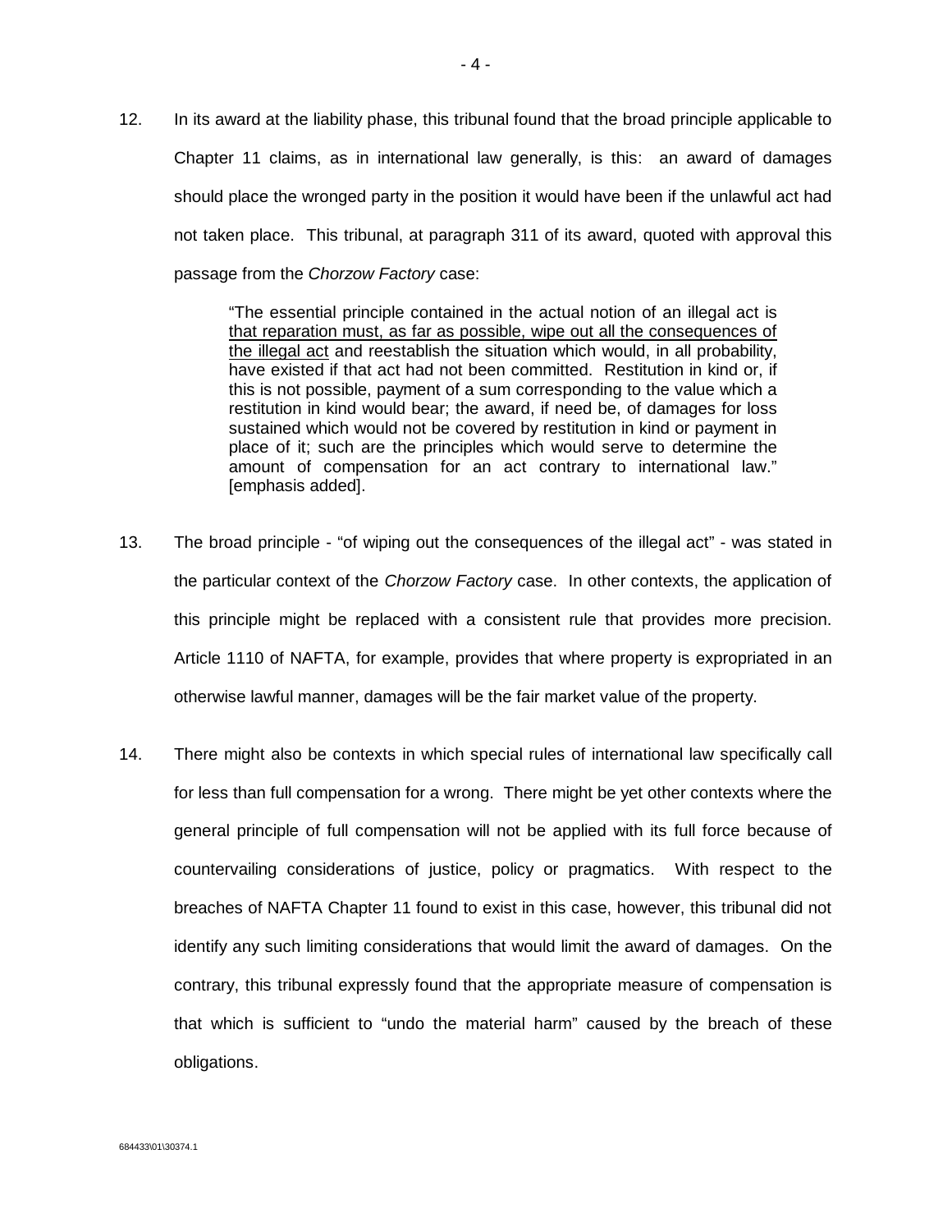12. In its award at the liability phase, this tribunal found that the broad principle applicable to Chapter 11 claims, as in international law generally, is this: an award of damages should place the wronged party in the position it would have been if the unlawful act had not taken place. This tribunal, at paragraph 311 of its award, quoted with approval this passage from the *Chorzow Factory* case:

> "The essential principle contained in the actual notion of an illegal act is <u>that reparation must, as far as possible, wipe out all the consequences of the illegal act</u> and reestablish the situation which would, in all probability, have existed if that act had not been committed. Restitution in kind or, if this is not possible, payment of a sum corresponding to the value which a restitution in kind would bear; the award, if need be, of damages for loss sustained which would not be covered by restitution in kind or payment in place of it; such are the principles which would serve to determine the amount of compensation for an act contrary to international law." [emphasis added].

13. The broad principle - "of wiping out the consequences of the illegal act" - was stated in the particular context of the *Chorzow Factory* case. In other contexts, the application of this principle might be replaced with a consistent rule that provides more precision. Article 1110 of NAFTA, for example, provides that where property is expropriated in an otherwise lawful manner, damages will be the fair market value of the property.

14. There might also be contexts in which special rules of international law specifically call for less than full compensation for a wrong. There might be yet other contexts where the general principle of full compensation will not be applied with its full force because of countervailing considerations of justice, policy or pragmatics. With respect to the breaches of NAFTA Chapter 11 found to exist in this case, however, this tribunal did not identify any such limiting considerations that would limit the award of damages. On the contrary, this tribunal expressly found that the appropriate measure of compensation is that which is sufficient to "undo the material harm" caused by the breach of these obligations.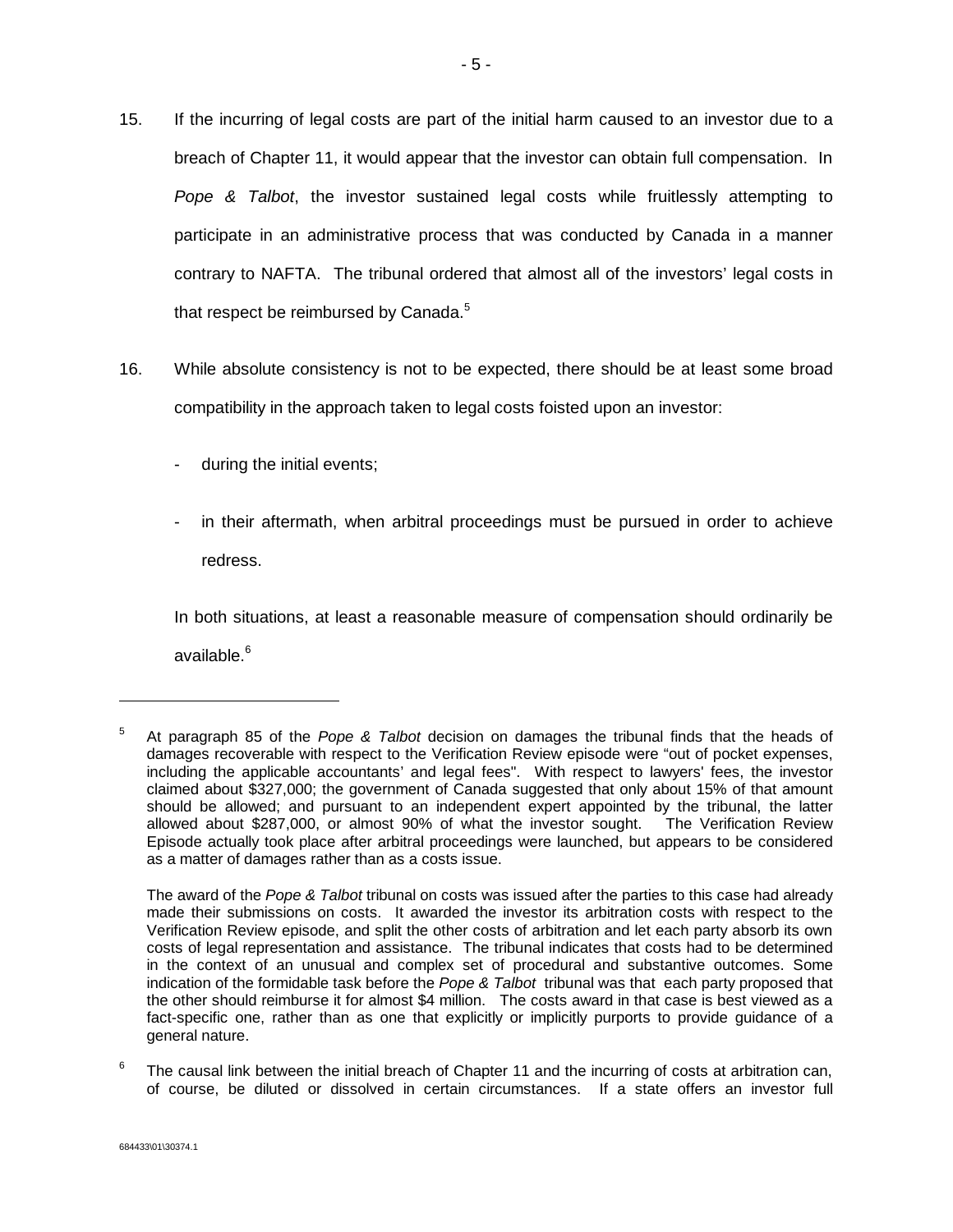15. If the incurring of legal costs are part of the initial harm caused to an investor due to a breach of Chapter 11, it would appear that the investor can obtain full compensation. In *Pope & Talbot*, the investor sustained legal costs while fruitlessly attempting to participate in an administrative process that was conducted by Canada in a manner contrary to NAFTA. The tribunal ordered that almost all of the investors' legal costs in that respect be reimbursed by Canada.[5]

16. While absolute consistency is not to be expected, there should be at least some broad compatibility in the approach taken to legal costs foisted upon an investor:

    - during the initial events;

    - in their aftermath, when arbitral proceedings must be pursued in order to achieve redress.

    In both situations, at least a reasonable measure of compensation should ordinarily be available.[6]

---

[5] At paragraph 85 of the *Pope & Talbot* decision on damages the tribunal finds that the heads of damages recoverable with respect to the Verification Review episode were "out of pocket expenses, including the applicable accountants' and legal fees". With respect to lawyers' fees, the investor claimed about $327,000; the government of Canada suggested that only about 15% of that amount should be allowed; and pursuant to an independent expert appointed by the tribunal, the latter allowed about $287,000, or almost 90% of what the investor sought. The Verification Review Episode actually took place after arbitral proceedings were launched, but appears to be considered as a matter of damages rather than as a costs issue.

The award of the *Pope & Talbot* tribunal on costs was issued after the parties to this case had already made their submissions on costs. It awarded the investor its arbitration costs with respect to the Verification Review episode, and split the other costs of arbitration and let each party absorb its own costs of legal representation and assistance. The tribunal indicates that costs had to be determined in the context of an unusual and complex set of procedural and substantive outcomes. Some indication of the formidable task before the *Pope & Talbot* tribunal was that each party proposed that the other should reimburse it for almost $4 million. The costs award in that case is best viewed as a fact-specific one, rather than as one that explicitly or implicitly purports to provide guidance of a general nature.

[6] The causal link between the initial breach of Chapter 11 and the incurring of costs at arbitration can, of course, be diluted or dissolved in certain circumstances. If a state offers an investor full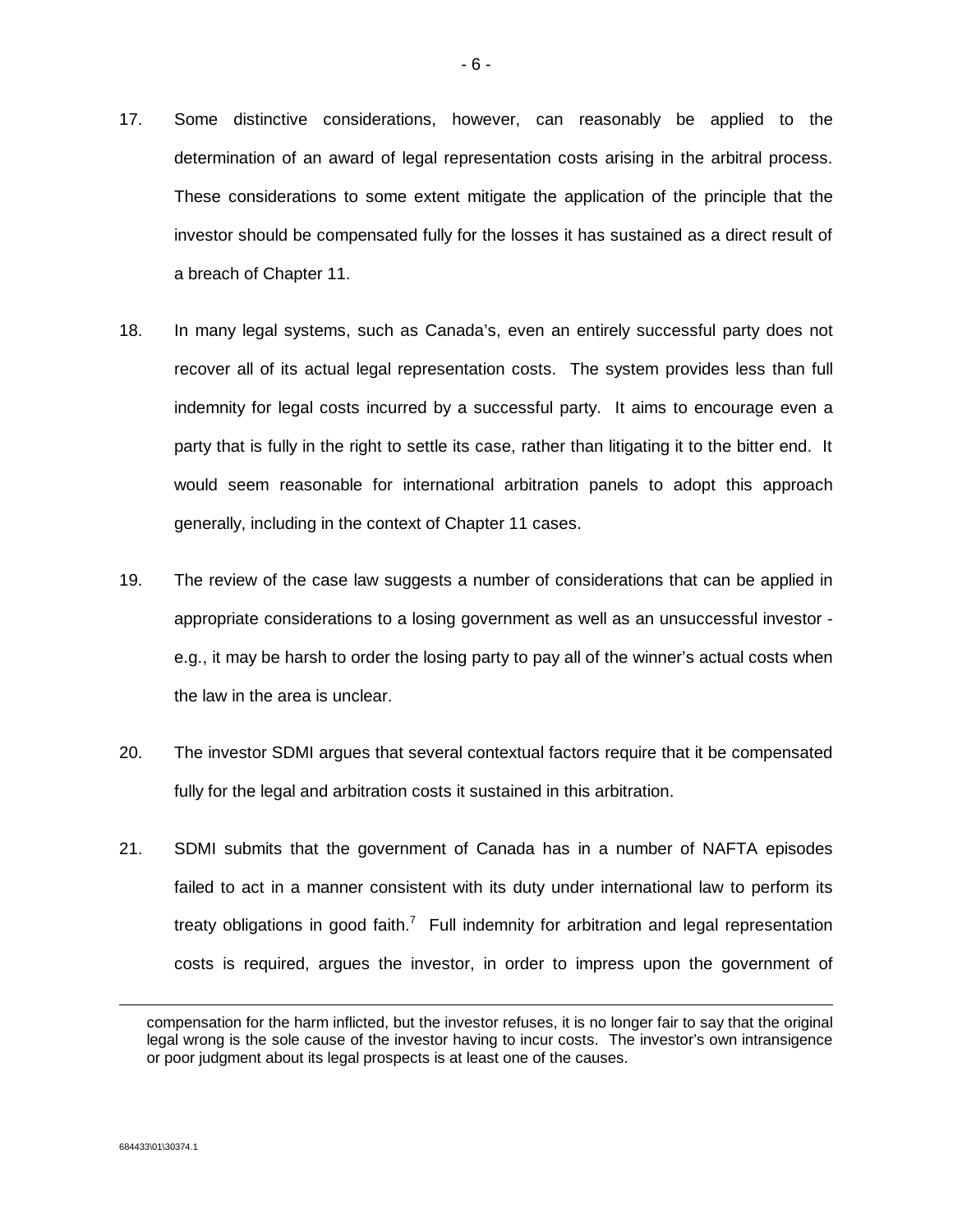17. Some distinctive considerations, however, can reasonably be applied to the determination of an award of legal representation costs arising in the arbitral process. These considerations to some extent mitigate the application of the principle that the investor should be compensated fully for the losses it has sustained as a direct result of a breach of Chapter 11.

18. In many legal systems, such as Canada's, even an entirely successful party does not recover all of its actual legal representation costs. The system provides less than full indemnity for legal costs incurred by a successful party. It aims to encourage even a party that is fully in the right to settle its case, rather than litigating it to the bitter end. It would seem reasonable for international arbitration panels to adopt this approach generally, including in the context of Chapter 11 cases.

19. The review of the case law suggests a number of considerations that can be applied in appropriate considerations to a losing government as well as an unsuccessful investor - e.g., it may be harsh to order the losing party to pay all of the winner's actual costs when the law in the area is unclear.

20. The investor SDMI argues that several contextual factors require that it be compensated fully for the legal and arbitration costs it sustained in this arbitration.

21. SDMI submits that the government of Canada has in a number of NAFTA episodes failed to act in a manner consistent with its duty under international law to perform its treaty obligations in good faith.[7] Full indemnity for arbitration and legal representation costs is required, argues the investor, in order to impress upon the government of

---

compensation for the harm inflicted, but the investor refuses, it is no longer fair to say that the original legal wrong is the sole cause of the investor having to incur costs. The investor's own intransigence or poor judgment about its legal prospects is at least one of the causes.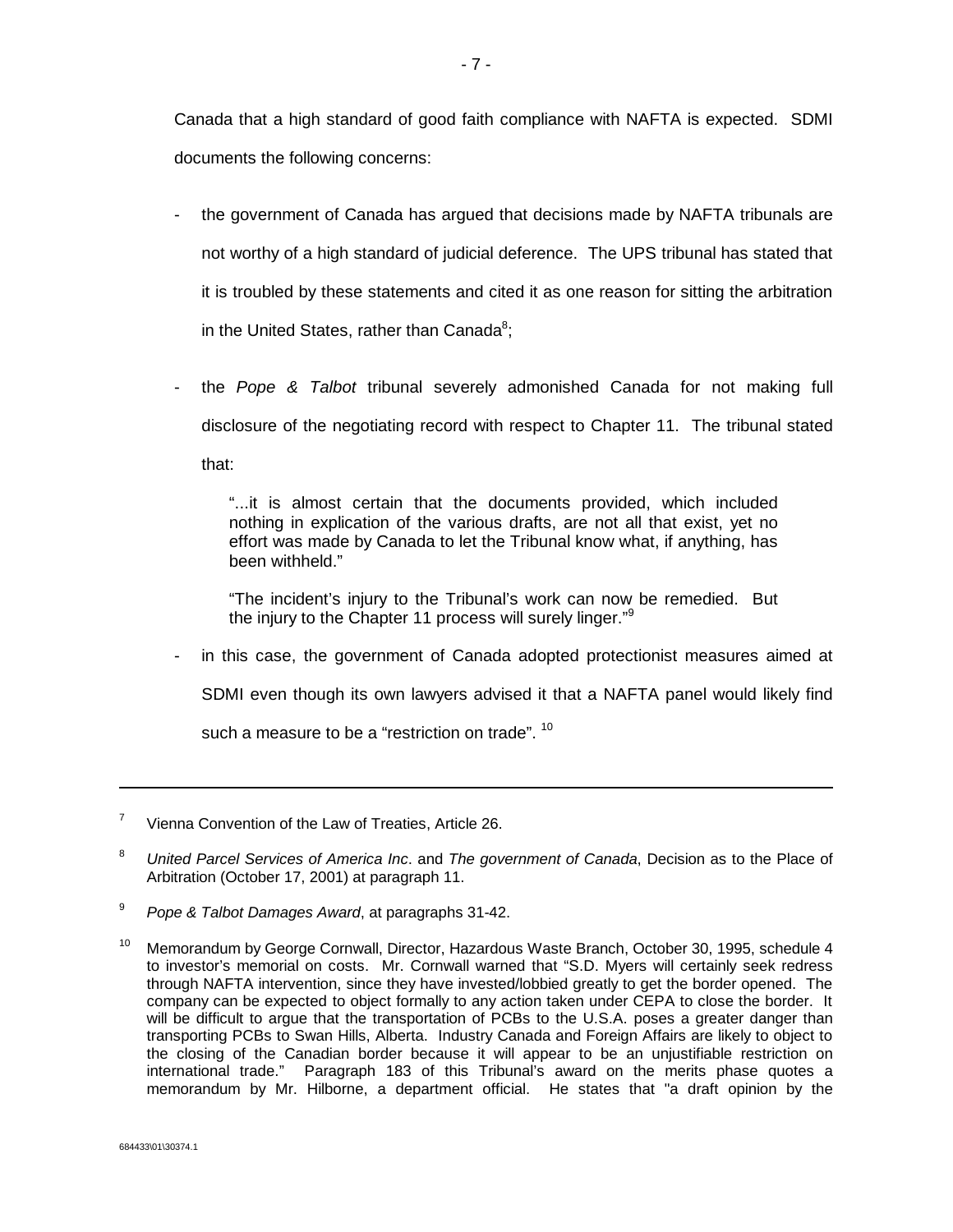Canada that a high standard of good faith compliance with NAFTA is expected. SDMI documents the following concerns:

- the government of Canada has argued that decisions made by NAFTA tribunals are not worthy of a high standard of judicial deference. The UPS tribunal has stated that it is troubled by these statements and cited it as one reason for sitting the arbitration in the United States, rather than Canada[8];

- the *Pope & Talbot* tribunal severely admonished Canada for not making full disclosure of the negotiating record with respect to Chapter 11. The tribunal stated that:

  > "...it is almost certain that the documents provided, which included nothing in explication of the various drafts, are not all that exist, yet no effort was made by Canada to let the Tribunal know what, if anything, has been withheld."
  >
  > "The incident's injury to the Tribunal's work can now be remedied. But the injury to the Chapter 11 process will surely linger."[9]

- in this case, the government of Canada adopted protectionist measures aimed at SDMI even though its own lawyers advised it that a NAFTA panel would likely find such a measure to be a "restriction on trade". [10]

---

[7] Vienna Convention of the Law of Treaties, Article 26.

[8] *United Parcel Services of America Inc*. and *The government of Canada*, Decision as to the Place of Arbitration (October 17, 2001) at paragraph 11.

[9] *Pope & Talbot Damages Award*, at paragraphs 31-42.

[10] Memorandum by George Cornwall, Director, Hazardous Waste Branch, October 30, 1995, schedule 4 to investor's memorial on costs. Mr. Cornwall warned that "S.D. Myers will certainly seek redress through NAFTA intervention, since they have invested/lobbied greatly to get the border opened. The company can be expected to object formally to any action taken under CEPA to close the border. It will be difficult to argue that the transportation of PCBs to the U.S.A. poses a greater danger than transporting PCBs to Swan Hills, Alberta. Industry Canada and Foreign Affairs are likely to object to the closing of the Canadian border because it will appear to be an unjustifiable restriction on international trade." Paragraph 183 of this Tribunal's award on the merits phase quotes a memorandum by Mr. Hilborne, a department official. He states that "a draft opinion by the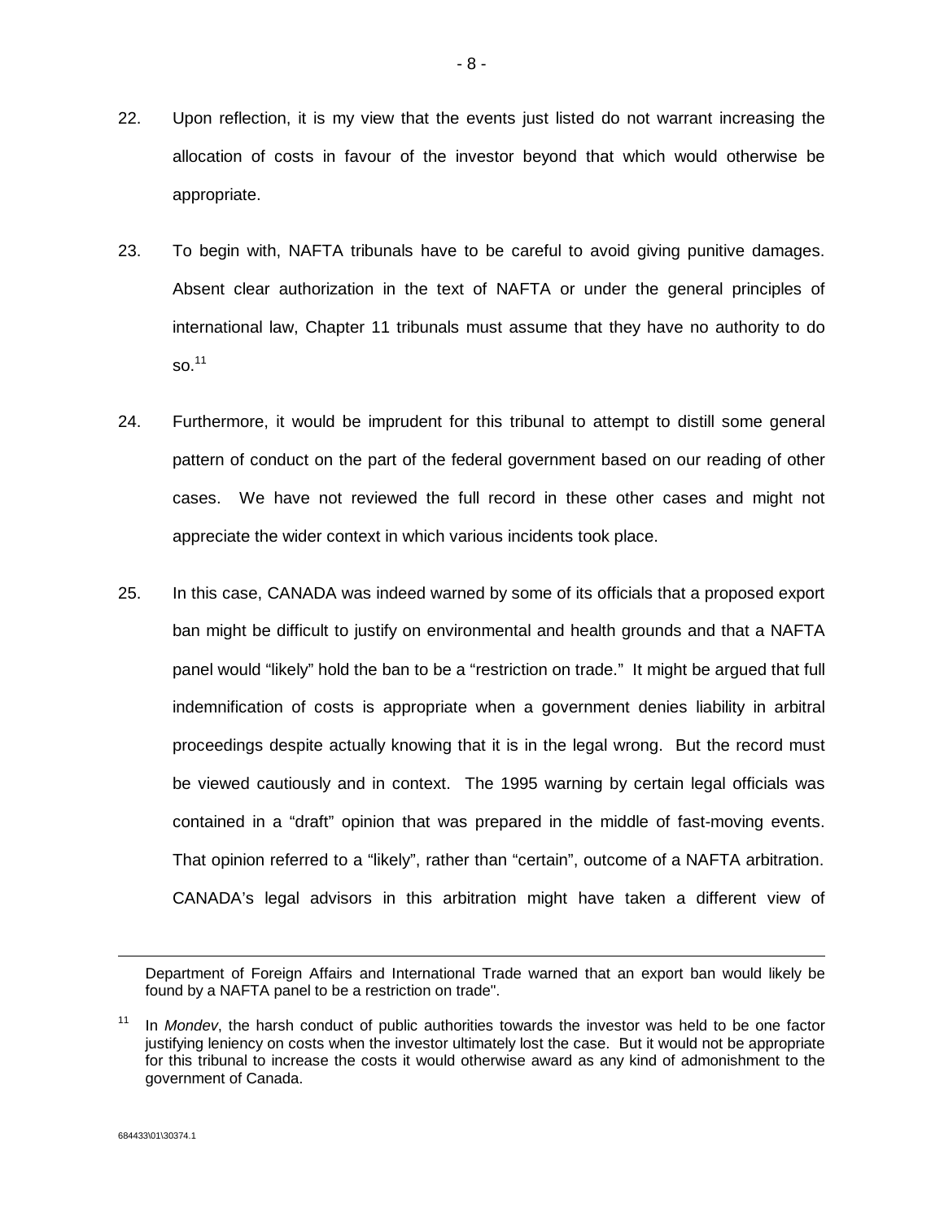22. Upon reflection, it is my view that the events just listed do not warrant increasing the allocation of costs in favour of the investor beyond that which would otherwise be appropriate.

23. To begin with, NAFTA tribunals have to be careful to avoid giving punitive damages. Absent clear authorization in the text of NAFTA or under the general principles of international law, Chapter 11 tribunals must assume that they have no authority to do so.[11]

24. Furthermore, it would be imprudent for this tribunal to attempt to distill some general pattern of conduct on the part of the federal government based on our reading of other cases. We have not reviewed the full record in these other cases and might not appreciate the wider context in which various incidents took place.

25. In this case, CANADA was indeed warned by some of its officials that a proposed export ban might be difficult to justify on environmental and health grounds and that a NAFTA panel would "likely" hold the ban to be a "restriction on trade." It might be argued that full indemnification of costs is appropriate when a government denies liability in arbitral proceedings despite actually knowing that it is in the legal wrong. But the record must be viewed cautiously and in context. The 1995 warning by certain legal officials was contained in a "draft" opinion that was prepared in the middle of fast-moving events. That opinion referred to a "likely", rather than "certain", outcome of a NAFTA arbitration. CANADA's legal advisors in this arbitration might have taken a different view of

---

Department of Foreign Affairs and International Trade warned that an export ban would likely be found by a NAFTA panel to be a restriction on trade".

[11] In *Mondev*, the harsh conduct of public authorities towards the investor was held to be one factor justifying leniency on costs when the investor ultimately lost the case. But it would not be appropriate for this tribunal to increase the costs it would otherwise award as any kind of admonishment to the government of Canada.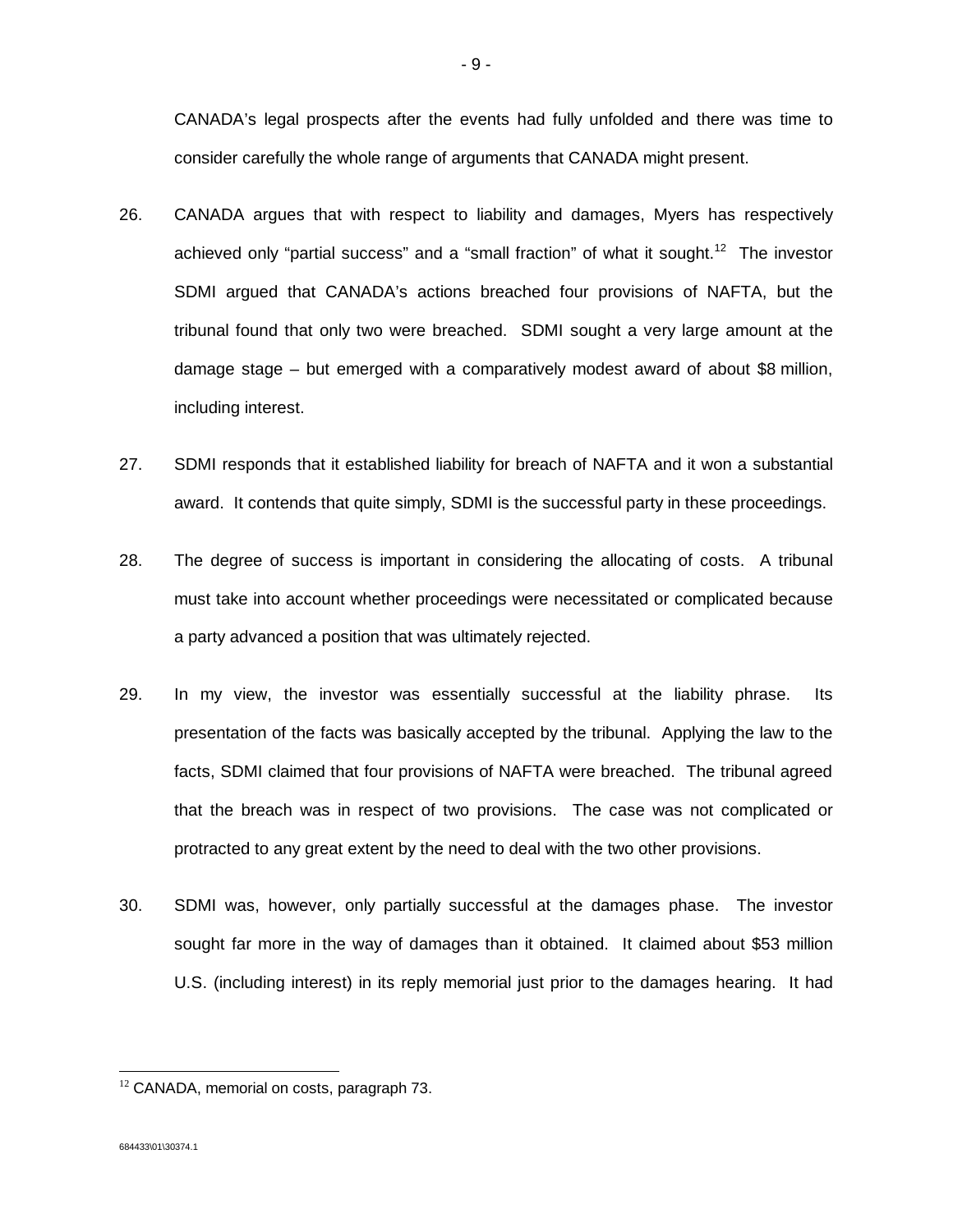CANADA's legal prospects after the events had fully unfolded and there was time to consider carefully the whole range of arguments that CANADA might present.

26. CANADA argues that with respect to liability and damages, Myers has respectively achieved only "partial success" and a "small fraction" of what it sought.[12] The investor SDMI argued that CANADA's actions breached four provisions of NAFTA, but the tribunal found that only two were breached. SDMI sought a very large amount at the damage stage – but emerged with a comparatively modest award of about $8 million, including interest.

27. SDMI responds that it established liability for breach of NAFTA and it won a substantial award. It contends that quite simply, SDMI is the successful party in these proceedings.

28. The degree of success is important in considering the allocating of costs. A tribunal must take into account whether proceedings were necessitated or complicated because a party advanced a position that was ultimately rejected.

29. In my view, the investor was essentially successful at the liability phrase. Its presentation of the facts was basically accepted by the tribunal. Applying the law to the facts, SDMI claimed that four provisions of NAFTA were breached. The tribunal agreed that the breach was in respect of two provisions. The case was not complicated or protracted to any great extent by the need to deal with the two other provisions.

30. SDMI was, however, only partially successful at the damages phase. The investor sought far more in the way of damages than it obtained. It claimed about $53 million U.S. (including interest) in its reply memorial just prior to the damages hearing. It had

---

[12] CANADA, memorial on costs, paragraph 73.

684433\01\30374.1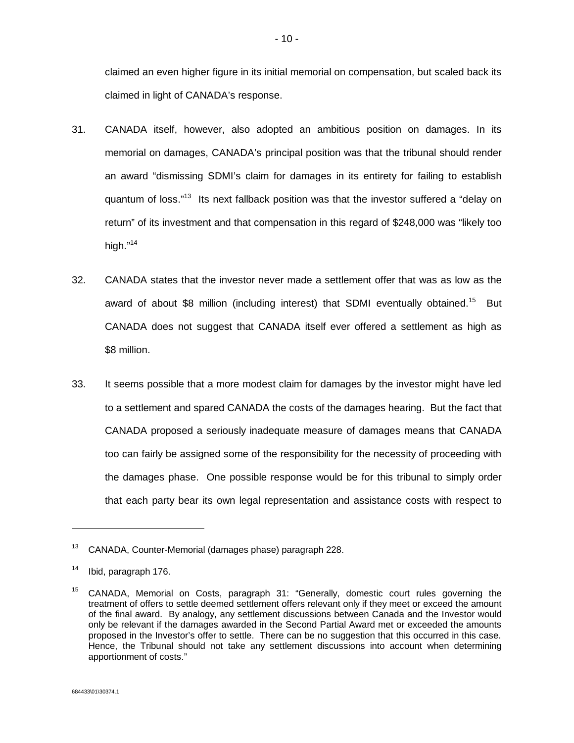claimed an even higher figure in its initial memorial on compensation, but scaled back its claimed in light of CANADA's response.

31. CANADA itself, however, also adopted an ambitious position on damages. In its memorial on damages, CANADA's principal position was that the tribunal should render an award "dismissing SDMI's claim for damages in its entirety for failing to establish quantum of loss."[13] Its next fallback position was that the investor suffered a "delay on return" of its investment and that compensation in this regard of $248,000 was "likely too high."[14]

32. CANADA states that the investor never made a settlement offer that was as low as the award of about $8 million (including interest) that SDMI eventually obtained.[15] But CANADA does not suggest that CANADA itself ever offered a settlement as high as $8 million.

33. It seems possible that a more modest claim for damages by the investor might have led to a settlement and spared CANADA the costs of the damages hearing. But the fact that CANADA proposed a seriously inadequate measure of damages means that CANADA too can fairly be assigned some of the responsibility for the necessity of proceeding with the damages phase. One possible response would be for this tribunal to simply order that each party bear its own legal representation and assistance costs with respect to

---

[13] CANADA, Counter-Memorial (damages phase) paragraph 228.

[14] Ibid, paragraph 176.

[15] CANADA, Memorial on Costs, paragraph 31: "Generally, domestic court rules governing the treatment of offers to settle deemed settlement offers relevant only if they meet or exceed the amount of the final award. By analogy, any settlement discussions between Canada and the Investor would only be relevant if the damages awarded in the Second Partial Award met or exceeded the amounts proposed in the Investor's offer to settle. There can be no suggestion that this occurred in this case. Hence, the Tribunal should not take any settlement discussions into account when determining apportionment of costs."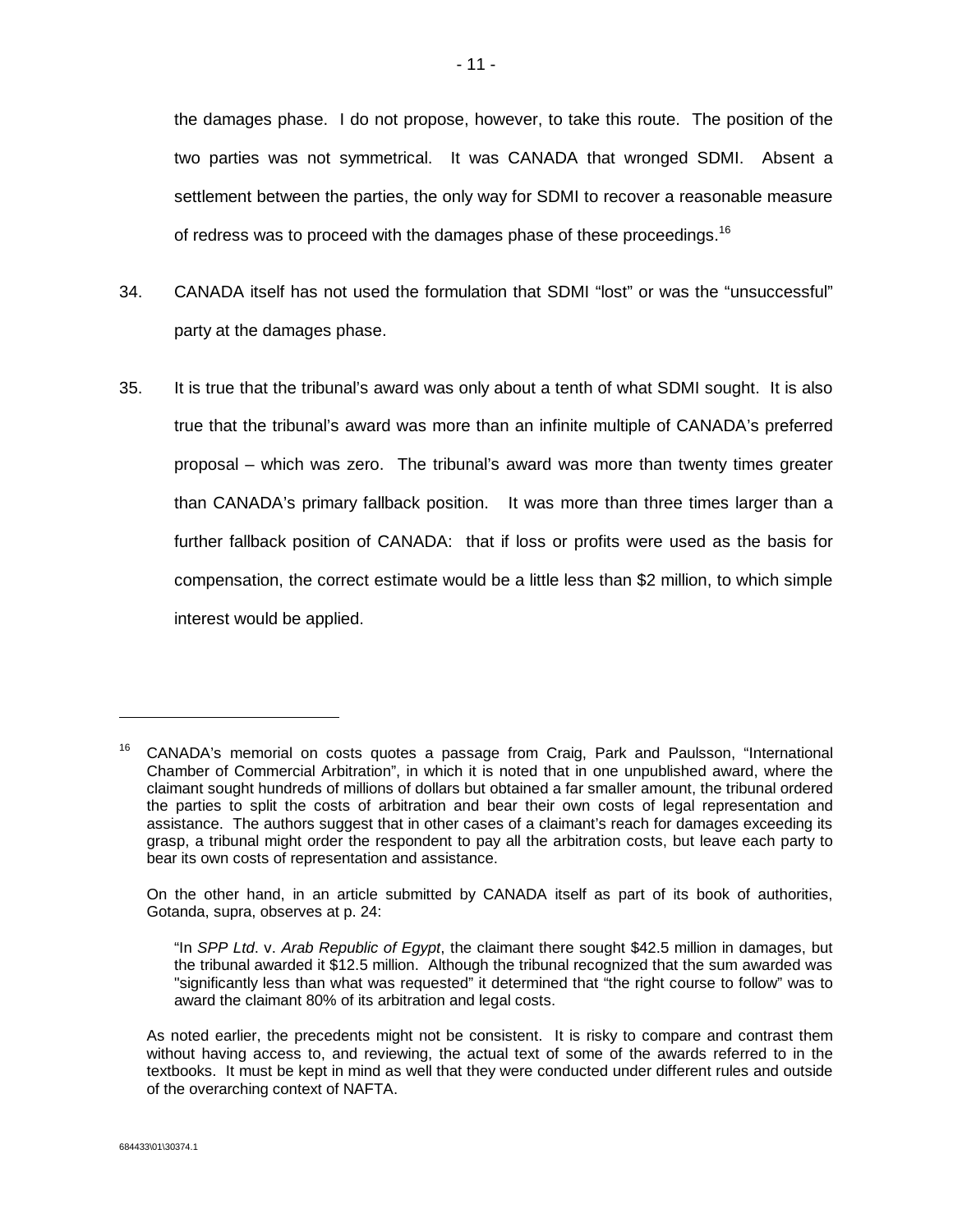the damages phase. I do not propose, however, to take this route. The position of the two parties was not symmetrical. It was CANADA that wronged SDMI. Absent a settlement between the parties, the only way for SDMI to recover a reasonable measure of redress was to proceed with the damages phase of these proceedings.[16]

34. CANADA itself has not used the formulation that SDMI "lost" or was the "unsuccessful" party at the damages phase.

35. It is true that the tribunal's award was only about a tenth of what SDMI sought. It is also true that the tribunal's award was more than an infinite multiple of CANADA's preferred proposal – which was zero. The tribunal's award was more than twenty times greater than CANADA's primary fallback position. It was more than three times larger than a further fallback position of CANADA: that if loss or profits were used as the basis for compensation, the correct estimate would be a little less than $2 million, to which simple interest would be applied.

---

[16] CANADA's memorial on costs quotes a passage from Craig, Park and Paulsson, "International Chamber of Commercial Arbitration", in which it is noted that in one unpublished award, where the claimant sought hundreds of millions of dollars but obtained a far smaller amount, the tribunal ordered the parties to split the costs of arbitration and bear their own costs of legal representation and assistance. The authors suggest that in other cases of a claimant's reach for damages exceeding its grasp, a tribunal might order the respondent to pay all the arbitration costs, but leave each party to bear its own costs of representation and assistance.

On the other hand, in an article submitted by CANADA itself as part of its book of authorities, Gotanda, supra, observes at p. 24:

> "In *SPP Ltd*. v. *Arab Republic of Egypt*, the claimant there sought $42.5 million in damages, but the tribunal awarded it $12.5 million. Although the tribunal recognized that the sum awarded was "significantly less than what was requested" it determined that "the right course to follow" was to award the claimant 80% of its arbitration and legal costs.

As noted earlier, the precedents might not be consistent. It is risky to compare and contrast them without having access to, and reviewing, the actual text of some of the awards referred to in the textbooks. It must be kept in mind as well that they were conducted under different rules and outside of the overarching context of NAFTA.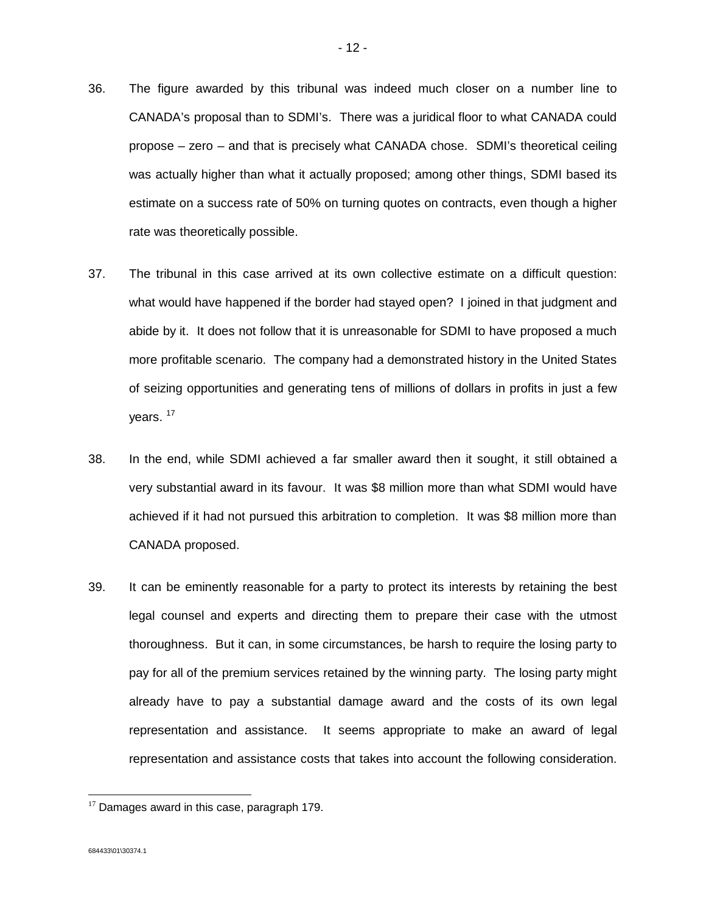36. The figure awarded by this tribunal was indeed much closer on a number line to CANADA's proposal than to SDMI's. There was a juridical floor to what CANADA could propose – zero – and that is precisely what CANADA chose. SDMI's theoretical ceiling was actually higher than what it actually proposed; among other things, SDMI based its estimate on a success rate of 50% on turning quotes on contracts, even though a higher rate was theoretically possible.

37. The tribunal in this case arrived at its own collective estimate on a difficult question: what would have happened if the border had stayed open? I joined in that judgment and abide by it. It does not follow that it is unreasonable for SDMI to have proposed a much more profitable scenario. The company had a demonstrated history in the United States of seizing opportunities and generating tens of millions of dollars in profits in just a few years. [17]

38. In the end, while SDMI achieved a far smaller award then it sought, it still obtained a very substantial award in its favour. It was $8 million more than what SDMI would have achieved if it had not pursued this arbitration to completion. It was $8 million more than CANADA proposed.

39. It can be eminently reasonable for a party to protect its interests by retaining the best legal counsel and experts and directing them to prepare their case with the utmost thoroughness. But it can, in some circumstances, be harsh to require the losing party to pay for all of the premium services retained by the winning party. The losing party might already have to pay a substantial damage award and the costs of its own legal representation and assistance. It seems appropriate to make an award of legal representation and assistance costs that takes into account the following consideration.

---

[17] Damages award in this case, paragraph 179.

684433\01\30374.1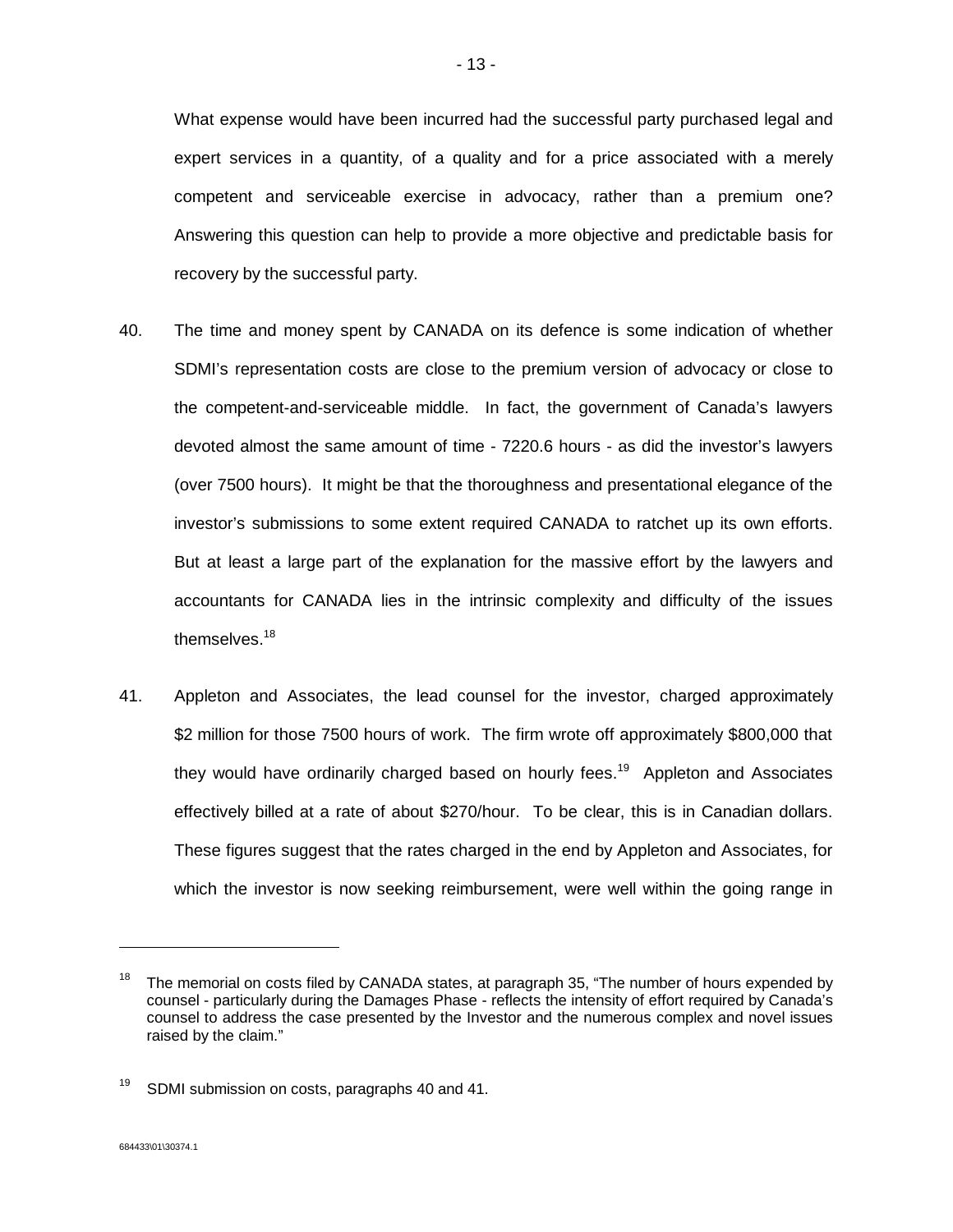What expense would have been incurred had the successful party purchased legal and expert services in a quantity, of a quality and for a price associated with a merely competent and serviceable exercise in advocacy, rather than a premium one? Answering this question can help to provide a more objective and predictable basis for recovery by the successful party.

40. The time and money spent by CANADA on its defence is some indication of whether SDMI's representation costs are close to the premium version of advocacy or close to the competent-and-serviceable middle. In fact, the government of Canada's lawyers devoted almost the same amount of time - 7220.6 hours - as did the investor's lawyers (over 7500 hours). It might be that the thoroughness and presentational elegance of the investor's submissions to some extent required CANADA to ratchet up its own efforts. But at least a large part of the explanation for the massive effort by the lawyers and accountants for CANADA lies in the intrinsic complexity and difficulty of the issues themselves.[18]

41. Appleton and Associates, the lead counsel for the investor, charged approximately $2 million for those 7500 hours of work. The firm wrote off approximately $800,000 that they would have ordinarily charged based on hourly fees.[19] Appleton and Associates effectively billed at a rate of about $270/hour. To be clear, this is in Canadian dollars. These figures suggest that the rates charged in the end by Appleton and Associates, for which the investor is now seeking reimbursement, were well within the going range in

---

[18] The memorial on costs filed by CANADA states, at paragraph 35, "The number of hours expended by counsel - particularly during the Damages Phase - reflects the intensity of effort required by Canada's counsel to address the case presented by the Investor and the numerous complex and novel issues raised by the claim."

[19] SDMI submission on costs, paragraphs 40 and 41.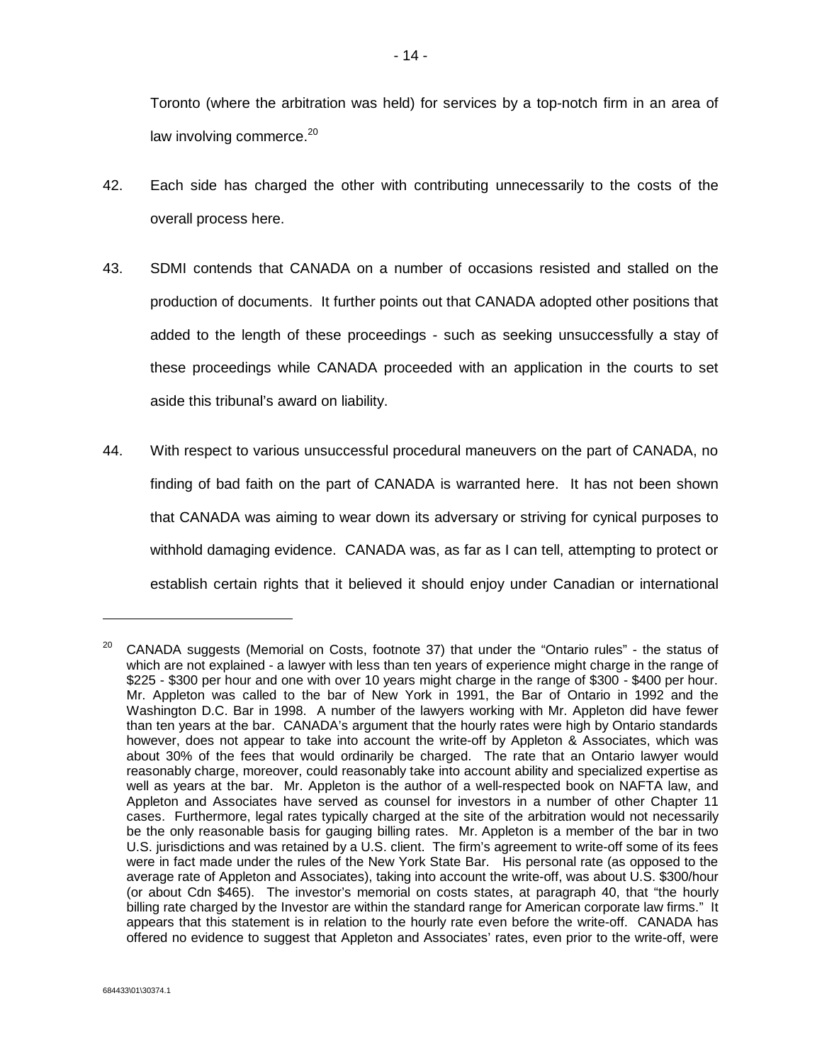Toronto (where the arbitration was held) for services by a top-notch firm in an area of law involving commerce.[20]

42. Each side has charged the other with contributing unnecessarily to the costs of the overall process here.

43. SDMI contends that CANADA on a number of occasions resisted and stalled on the production of documents. It further points out that CANADA adopted other positions that added to the length of these proceedings - such as seeking unsuccessfully a stay of these proceedings while CANADA proceeded with an application in the courts to set aside this tribunal's award on liability.

44. With respect to various unsuccessful procedural maneuvers on the part of CANADA, no finding of bad faith on the part of CANADA is warranted here. It has not been shown that CANADA was aiming to wear down its adversary or striving for cynical purposes to withhold damaging evidence. CANADA was, as far as I can tell, attempting to protect or establish certain rights that it believed it should enjoy under Canadian or international

---

[20] CANADA suggests (Memorial on Costs, footnote 37) that under the "Ontario rules" - the status of which are not explained - a lawyer with less than ten years of experience might charge in the range of $225 - $300 per hour and one with over 10 years might charge in the range of $300 - $400 per hour. Mr. Appleton was called to the bar of New York in 1991, the Bar of Ontario in 1992 and the Washington D.C. Bar in 1998. A number of the lawyers working with Mr. Appleton did have fewer than ten years at the bar. CANADA's argument that the hourly rates were high by Ontario standards however, does not appear to take into account the write-off by Appleton & Associates, which was about 30% of the fees that would ordinarily be charged. The rate that an Ontario lawyer would reasonably charge, moreover, could reasonably take into account ability and specialized expertise as well as years at the bar. Mr. Appleton is the author of a well-respected book on NAFTA law, and Appleton and Associates have served as counsel for investors in a number of other Chapter 11 cases. Furthermore, legal rates typically charged at the site of the arbitration would not necessarily be the only reasonable basis for gauging billing rates. Mr. Appleton is a member of the bar in two U.S. jurisdictions and was retained by a U.S. client. The firm's agreement to write-off some of its fees were in fact made under the rules of the New York State Bar. His personal rate (as opposed to the average rate of Appleton and Associates), taking into account the write-off, was about U.S. $300/hour (or about Cdn $465). The investor's memorial on costs states, at paragraph 40, that "the hourly billing rate charged by the Investor are within the standard range for American corporate law firms." It appears that this statement is in relation to the hourly rate even before the write-off. CANADA has offered no evidence to suggest that Appleton and Associates' rates, even prior to the write-off, were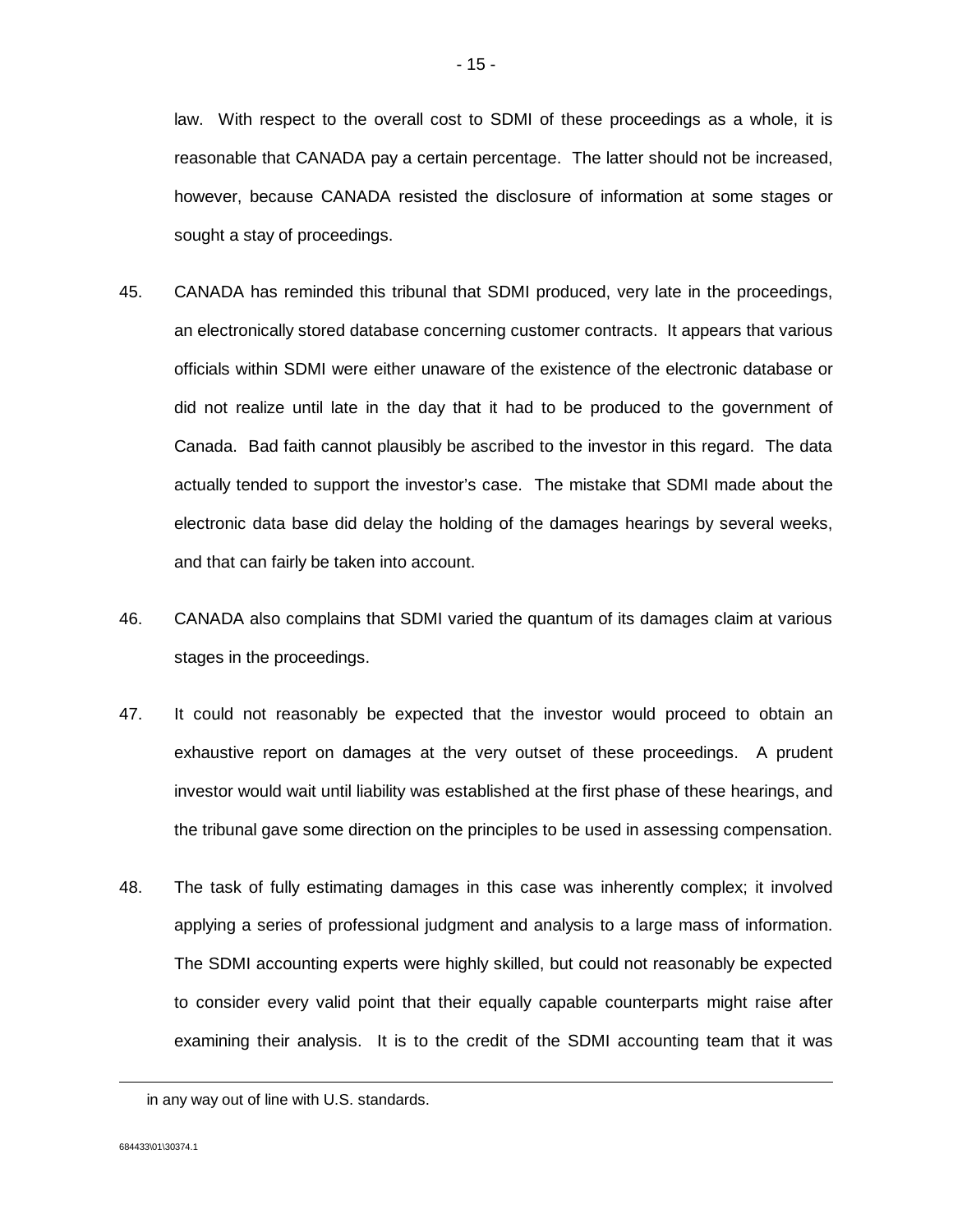law. With respect to the overall cost to SDMI of these proceedings as a whole, it is reasonable that CANADA pay a certain percentage. The latter should not be increased, however, because CANADA resisted the disclosure of information at some stages or sought a stay of proceedings.

45. CANADA has reminded this tribunal that SDMI produced, very late in the proceedings, an electronically stored database concerning customer contracts. It appears that various officials within SDMI were either unaware of the existence of the electronic database or did not realize until late in the day that it had to be produced to the government of Canada. Bad faith cannot plausibly be ascribed to the investor in this regard. The data actually tended to support the investor's case. The mistake that SDMI made about the electronic data base did delay the holding of the damages hearings by several weeks, and that can fairly be taken into account.

46. CANADA also complains that SDMI varied the quantum of its damages claim at various stages in the proceedings.

47. It could not reasonably be expected that the investor would proceed to obtain an exhaustive report on damages at the very outset of these proceedings. A prudent investor would wait until liability was established at the first phase of these hearings, and the tribunal gave some direction on the principles to be used in assessing compensation.

48. The task of fully estimating damages in this case was inherently complex; it involved applying a series of professional judgment and analysis to a large mass of information. The SDMI accounting experts were highly skilled, but could not reasonably be expected to consider every valid point that their equally capable counterparts might raise after examining their analysis. It is to the credit of the SDMI accounting team that it was

---

in any way out of line with U.S. standards.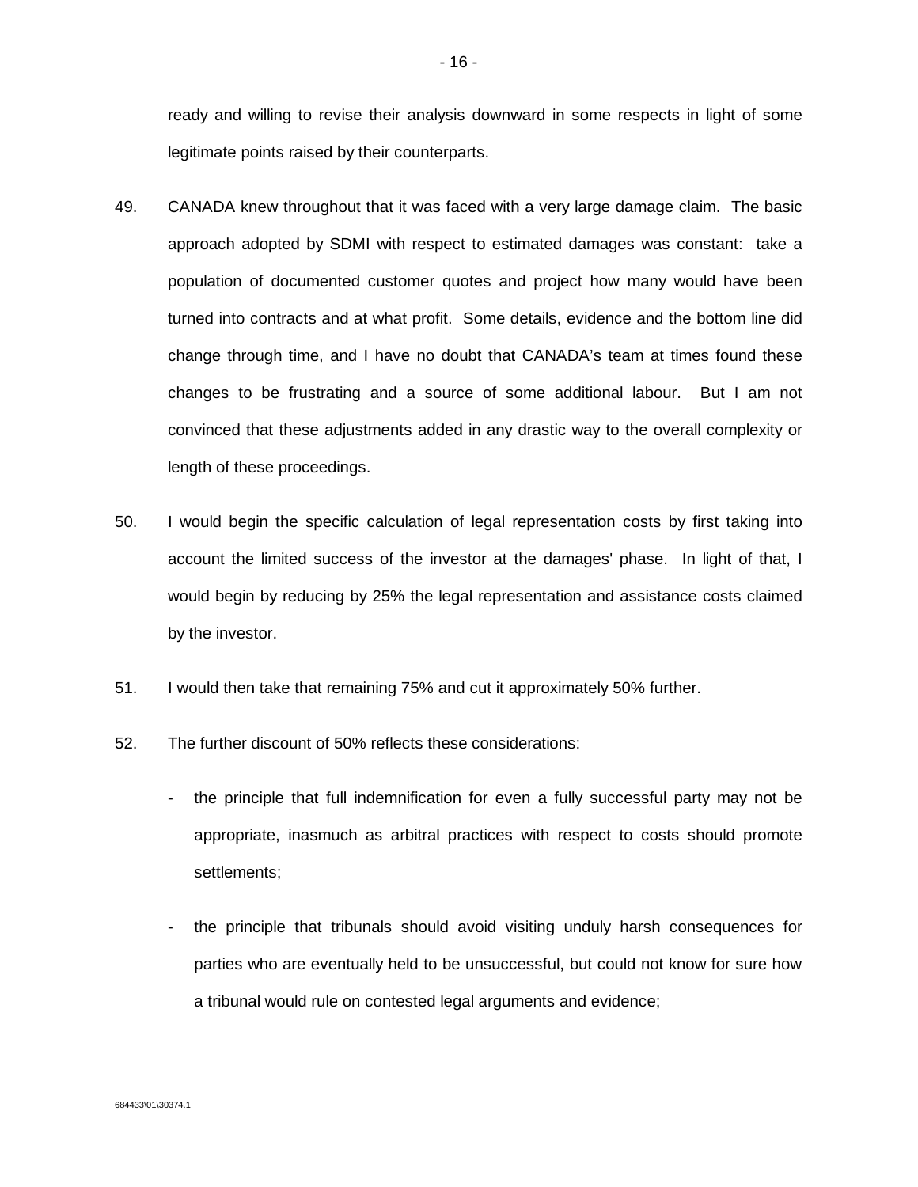ready and willing to revise their analysis downward in some respects in light of some legitimate points raised by their counterparts.

49. CANADA knew throughout that it was faced with a very large damage claim. The basic approach adopted by SDMI with respect to estimated damages was constant: take a population of documented customer quotes and project how many would have been turned into contracts and at what profit. Some details, evidence and the bottom line did change through time, and I have no doubt that CANADA's team at times found these changes to be frustrating and a source of some additional labour. But I am not convinced that these adjustments added in any drastic way to the overall complexity or length of these proceedings.

50. I would begin the specific calculation of legal representation costs by first taking into account the limited success of the investor at the damages' phase. In light of that, I would begin by reducing by 25% the legal representation and assistance costs claimed by the investor.

51. I would then take that remaining 75% and cut it approximately 50% further.

52. The further discount of 50% reflects these considerations:

- the principle that full indemnification for even a fully successful party may not be appropriate, inasmuch as arbitral practices with respect to costs should promote settlements;

- the principle that tribunals should avoid visiting unduly harsh consequences for parties who are eventually held to be unsuccessful, but could not know for sure how a tribunal would rule on contested legal arguments and evidence;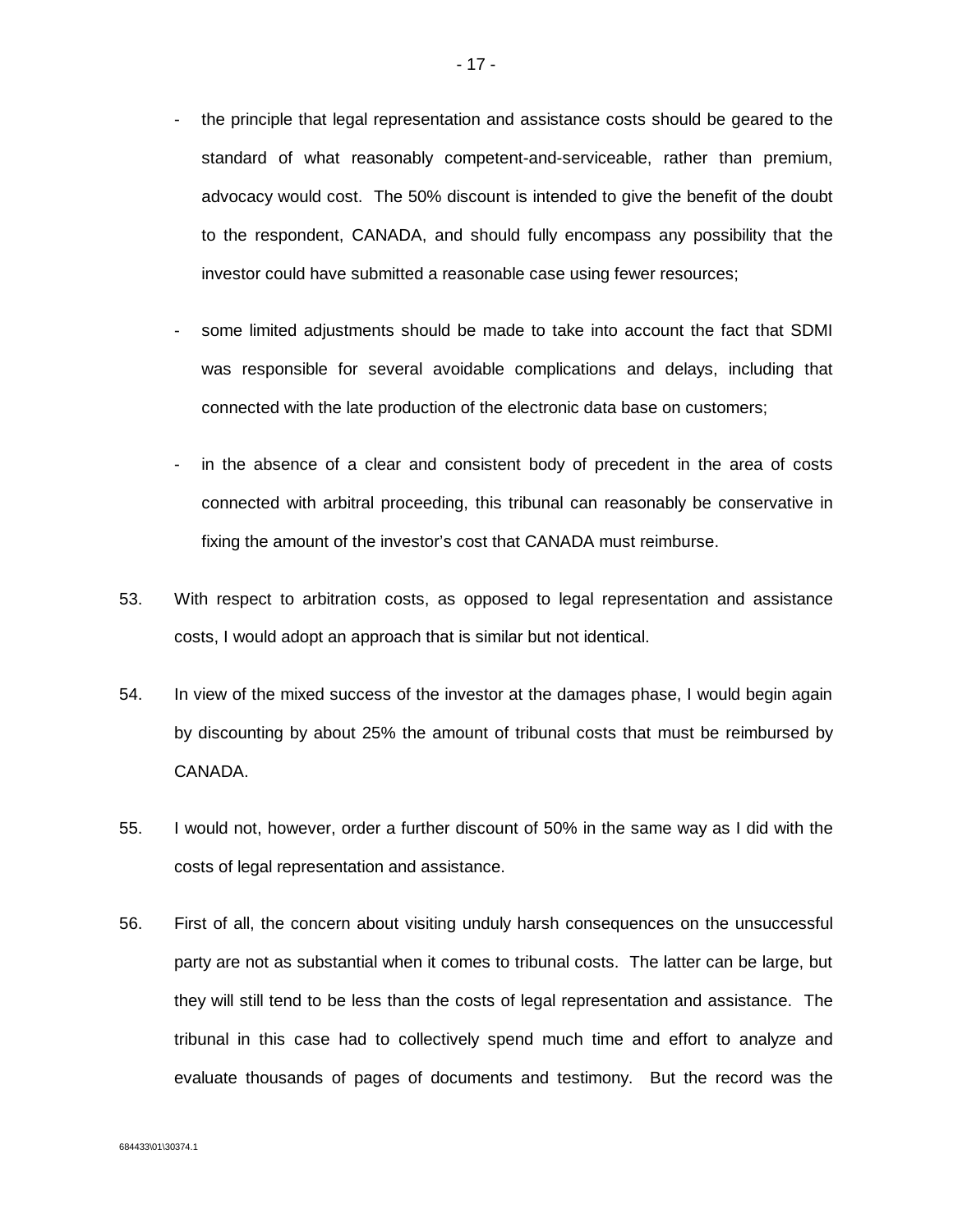- the principle that legal representation and assistance costs should be geared to the standard of what reasonably competent-and-serviceable, rather than premium, advocacy would cost. The 50% discount is intended to give the benefit of the doubt to the respondent, CANADA, and should fully encompass any possibility that the investor could have submitted a reasonable case using fewer resources;

- some limited adjustments should be made to take into account the fact that SDMI was responsible for several avoidable complications and delays, including that connected with the late production of the electronic data base on customers;

- in the absence of a clear and consistent body of precedent in the area of costs connected with arbitral proceeding, this tribunal can reasonably be conservative in fixing the amount of the investor's cost that CANADA must reimburse.

53. With respect to arbitration costs, as opposed to legal representation and assistance costs, I would adopt an approach that is similar but not identical.

54. In view of the mixed success of the investor at the damages phase, I would begin again by discounting by about 25% the amount of tribunal costs that must be reimbursed by CANADA.

55. I would not, however, order a further discount of 50% in the same way as I did with the costs of legal representation and assistance.

56. First of all, the concern about visiting unduly harsh consequences on the unsuccessful party are not as substantial when it comes to tribunal costs. The latter can be large, but they will still tend to be less than the costs of legal representation and assistance. The tribunal in this case had to collectively spend much time and effort to analyze and evaluate thousands of pages of documents and testimony. But the record was the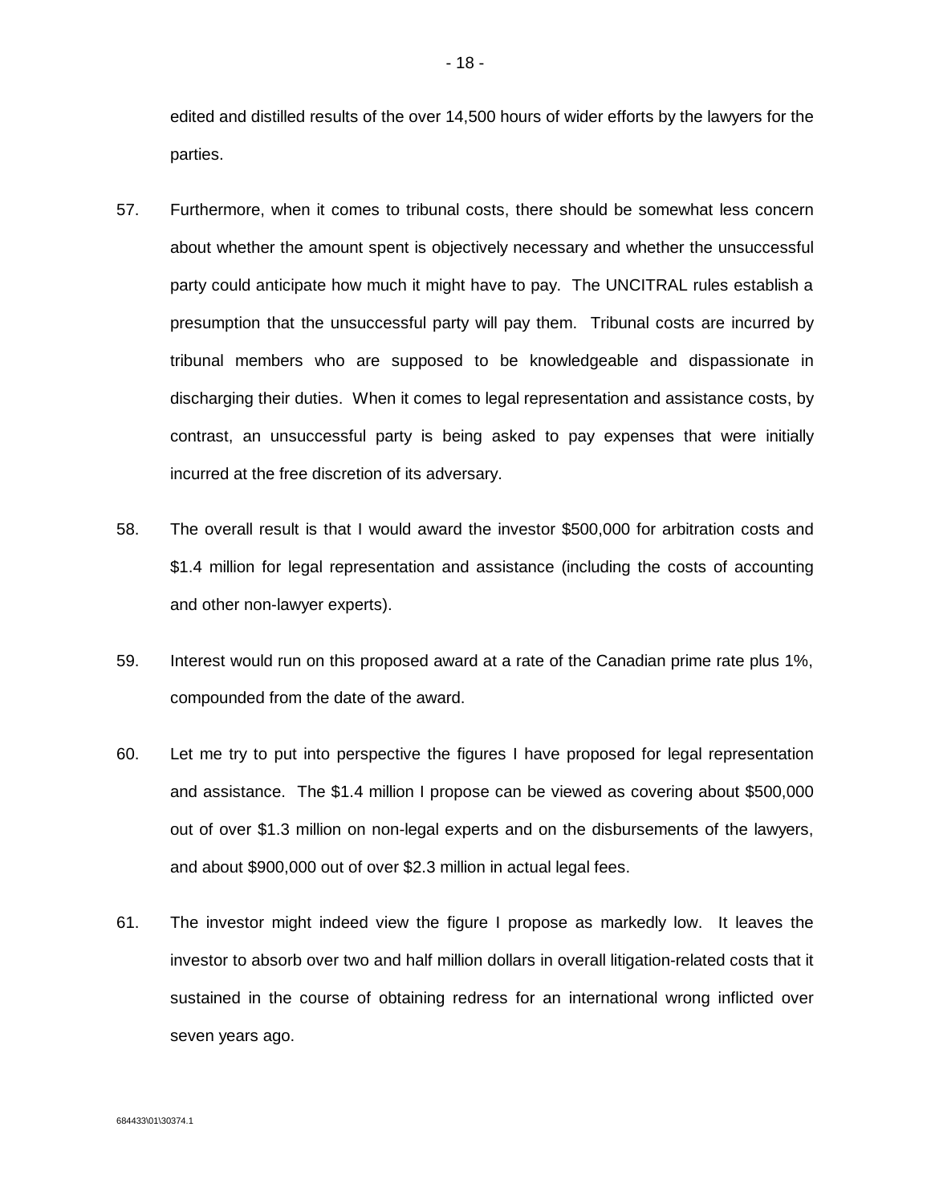edited and distilled results of the over 14,500 hours of wider efforts by the lawyers for the parties.

57. Furthermore, when it comes to tribunal costs, there should be somewhat less concern about whether the amount spent is objectively necessary and whether the unsuccessful party could anticipate how much it might have to pay. The UNCITRAL rules establish a presumption that the unsuccessful party will pay them. Tribunal costs are incurred by tribunal members who are supposed to be knowledgeable and dispassionate in discharging their duties. When it comes to legal representation and assistance costs, by contrast, an unsuccessful party is being asked to pay expenses that were initially incurred at the free discretion of its adversary.

58. The overall result is that I would award the investor $500,000 for arbitration costs and $1.4 million for legal representation and assistance (including the costs of accounting and other non-lawyer experts).

59. Interest would run on this proposed award at a rate of the Canadian prime rate plus 1%, compounded from the date of the award.

60. Let me try to put into perspective the figures I have proposed for legal representation and assistance. The $1.4 million I propose can be viewed as covering about $500,000 out of over $1.3 million on non-legal experts and on the disbursements of the lawyers, and about $900,000 out of over $2.3 million in actual legal fees.

61. The investor might indeed view the figure I propose as markedly low. It leaves the investor to absorb over two and half million dollars in overall litigation-related costs that it sustained in the course of obtaining redress for an international wrong inflicted over seven years ago.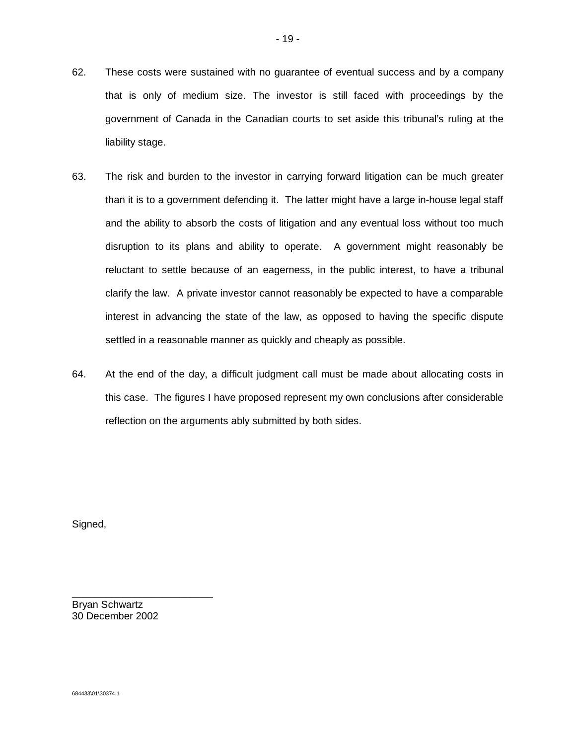62. These costs were sustained with no guarantee of eventual success and by a company that is only of medium size. The investor is still faced with proceedings by the government of Canada in the Canadian courts to set aside this tribunal's ruling at the liability stage.

63. The risk and burden to the investor in carrying forward litigation can be much greater than it is to a government defending it. The latter might have a large in-house legal staff and the ability to absorb the costs of litigation and any eventual loss without too much disruption to its plans and ability to operate. A government might reasonably be reluctant to settle because of an eagerness, in the public interest, to have a tribunal clarify the law. A private investor cannot reasonably be expected to have a comparable interest in advancing the state of the law, as opposed to having the specific dispute settled in a reasonable manner as quickly and cheaply as possible.

64. At the end of the day, a difficult judgment call must be made about allocating costs in this case. The figures I have proposed represent my own conclusions after considerable reflection on the arguments ably submitted by both sides.

Signed,

\_\_\_\_\_\_\_\_\_\_\_\_\_\_\_\_\_\_\_\_\_\_\_\_\_

Bryan Schwartz
30 December 2002

684433\01\30374.1